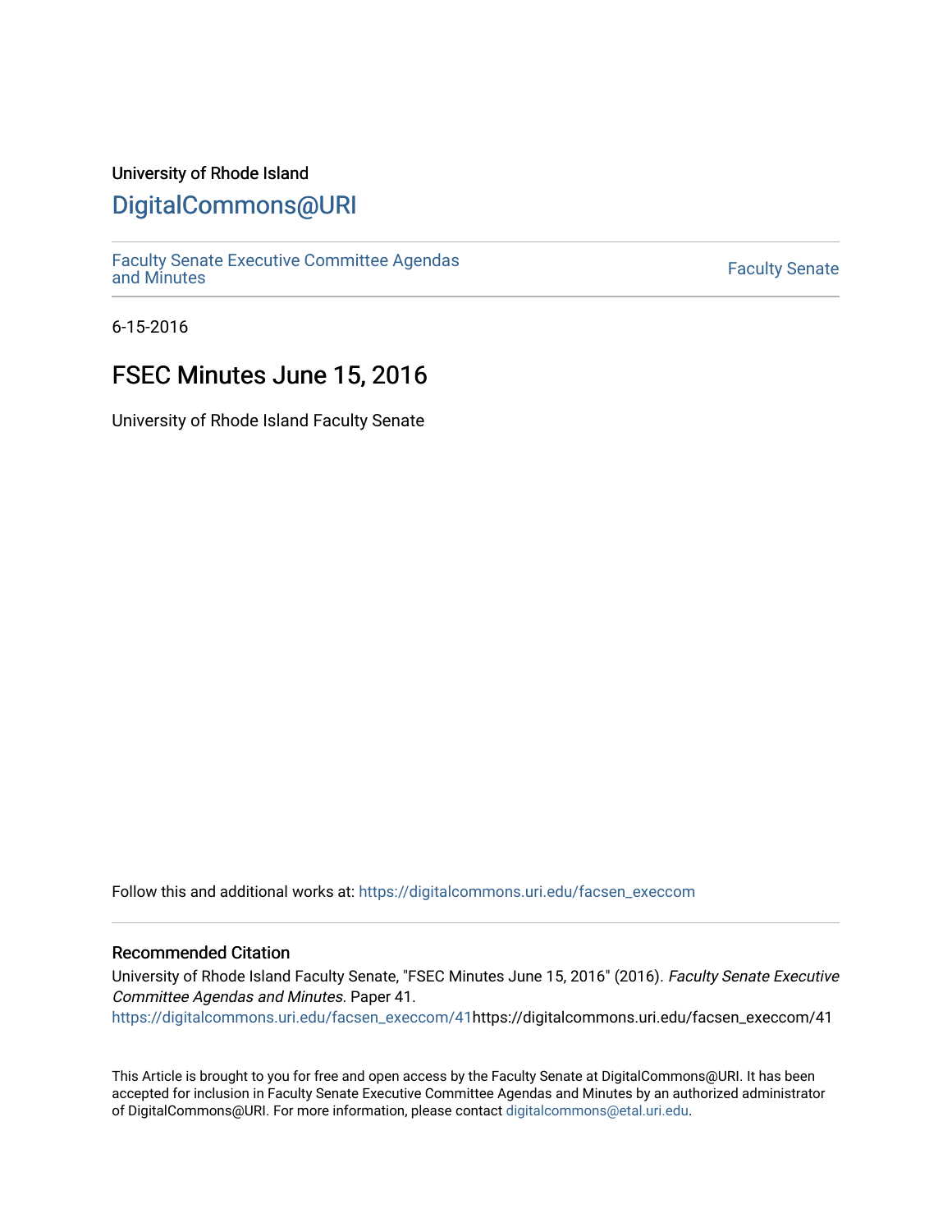University of Rhode Island

# DigitalCommons@URI

Faculty Senate Executive Committee Agendas and Minutes

Faculty Senate

6-15-2016

## FSEC Minutes June 15, 2016

University of Rhode Island Faculty Senate

Follow this and additional works at: https://digitalcommons.uri.edu/facsen_execcom

### Recommended Citation

University of Rhode Island Faculty Senate, "FSEC Minutes June 15, 2016" (2016). *Faculty Senate Executive Committee Agendas and Minutes*. Paper 41.
https://digitalcommons.uri.edu/facsen_execcom/41https://digitalcommons.uri.edu/facsen_execcom/41

This Article is brought to you for free and open access by the Faculty Senate at DigitalCommons@URI. It has been accepted for inclusion in Faculty Senate Executive Committee Agendas and Minutes by an authorized administrator of DigitalCommons@URI. For more information, please contact digitalcommons@etal.uri.edu.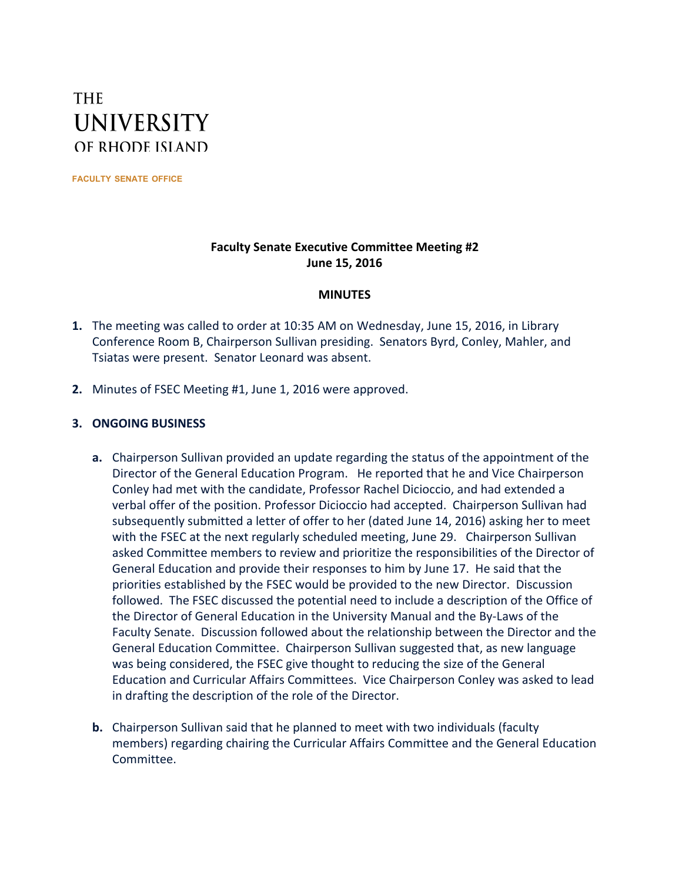THE
UNIVERSITY
OF RHODE ISLAND

FACULTY SENATE OFFICE

**Faculty Senate Executive Committee Meeting #2**
**June 15, 2016**

**MINUTES**

1. The meeting was called to order at 10:35 AM on Wednesday, June 15, 2016, in Library Conference Room B, Chairperson Sullivan presiding. Senators Byrd, Conley, Mahler, and Tsiatas were present. Senator Leonard was absent.

2. Minutes of FSEC Meeting #1, June 1, 2016 were approved.

3. **ONGOING BUSINESS**

   a. Chairperson Sullivan provided an update regarding the status of the appointment of the Director of the General Education Program. He reported that he and Vice Chairperson Conley had met with the candidate, Professor Rachel Dicioccio, and had extended a verbal offer of the position. Professor Dicioccio had accepted. Chairperson Sullivan had subsequently submitted a letter of offer to her (dated June 14, 2016) asking her to meet with the FSEC at the next regularly scheduled meeting, June 29. Chairperson Sullivan asked Committee members to review and prioritize the responsibilities of the Director of General Education and provide their responses to him by June 17. He said that the priorities established by the FSEC would be provided to the new Director. Discussion followed. The FSEC discussed the potential need to include a description of the Office of the Director of General Education in the University Manual and the By-Laws of the Faculty Senate. Discussion followed about the relationship between the Director and the General Education Committee. Chairperson Sullivan suggested that, as new language was being considered, the FSEC give thought to reducing the size of the General Education and Curricular Affairs Committees. Vice Chairperson Conley was asked to lead in drafting the description of the role of the Director.

   b. Chairperson Sullivan said that he planned to meet with two individuals (faculty members) regarding chairing the Curricular Affairs Committee and the General Education Committee.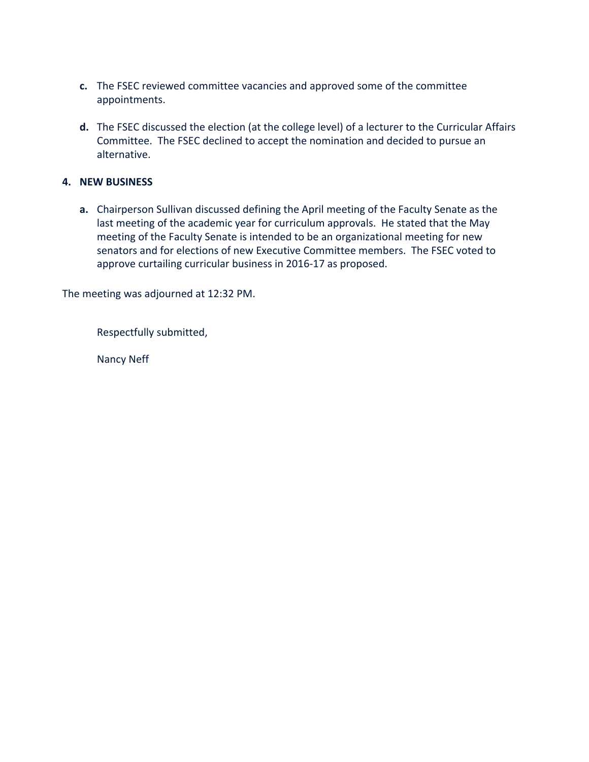- **c.** The FSEC reviewed committee vacancies and approved some of the committee appointments.

- **d.** The FSEC discussed the election (at the college level) of a lecturer to the Curricular Affairs Committee. The FSEC declined to accept the nomination and decided to pursue an alternative.

**4. NEW BUSINESS**

- **a.** Chairperson Sullivan discussed defining the April meeting of the Faculty Senate as the last meeting of the academic year for curriculum approvals. He stated that the May meeting of the Faculty Senate is intended to be an organizational meeting for new senators and for elections of new Executive Committee members. The FSEC voted to approve curtailing curricular business in 2016-17 as proposed.

The meeting was adjourned at 12:32 PM.

Respectfully submitted,

Nancy Neff